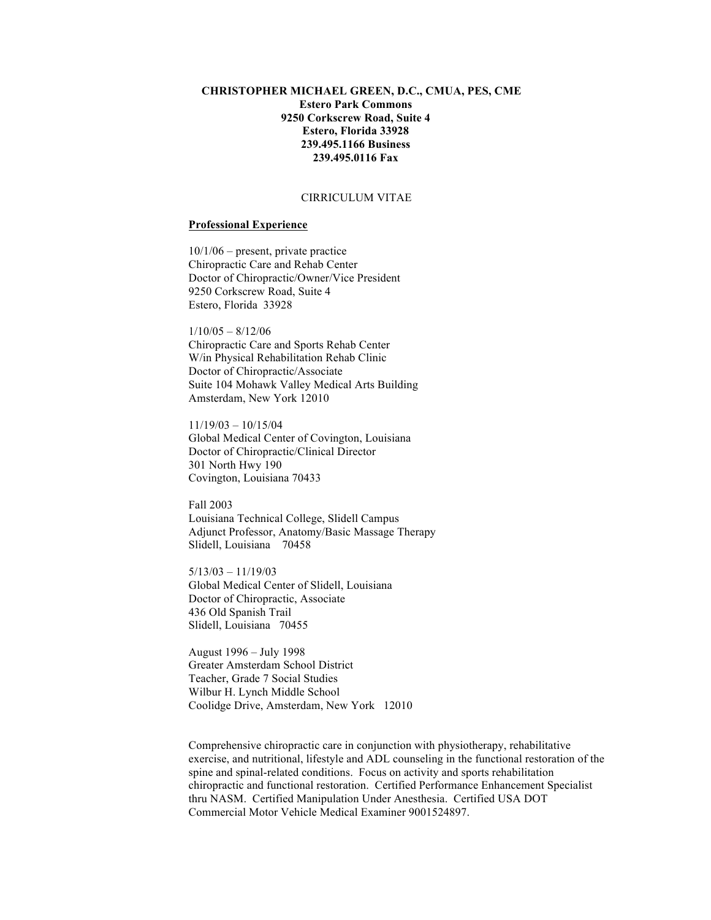**CHRISTOPHER MICHAEL GREEN, D.C., CMUA, PES, CME**
**Estero Park Commons**
**9250 Corkscrew Road, Suite 4**
**Estero, Florida 33928**
**239.495.1166 Business**
**239.495.0116 Fax**

CIRRICULUM VITAE

## Professional Experience

10/1/06 – present, private practice
Chiropractic Care and Rehab Center
Doctor of Chiropractic/Owner/Vice President
9250 Corkscrew Road, Suite 4
Estero, Florida 33928

1/10/05 – 8/12/06
Chiropractic Care and Sports Rehab Center
W/in Physical Rehabilitation Rehab Clinic
Doctor of Chiropractic/Associate
Suite 104 Mohawk Valley Medical Arts Building
Amsterdam, New York 12010

11/19/03 – 10/15/04
Global Medical Center of Covington, Louisiana
Doctor of Chiropractic/Clinical Director
301 North Hwy 190
Covington, Louisiana 70433

Fall 2003
Louisiana Technical College, Slidell Campus
Adjunct Professor, Anatomy/Basic Massage Therapy
Slidell, Louisiana 70458

5/13/03 – 11/19/03
Global Medical Center of Slidell, Louisiana
Doctor of Chiropractic, Associate
436 Old Spanish Trail
Slidell, Louisiana 70455

August 1996 – July 1998
Greater Amsterdam School District
Teacher, Grade 7 Social Studies
Wilbur H. Lynch Middle School
Coolidge Drive, Amsterdam, New York 12010

Comprehensive chiropractic care in conjunction with physiotherapy, rehabilitative exercise, and nutritional, lifestyle and ADL counseling in the functional restoration of the spine and spinal-related conditions. Focus on activity and sports rehabilitation chiropractic and functional restoration. Certified Performance Enhancement Specialist thru NASM. Certified Manipulation Under Anesthesia. Certified USA DOT Commercial Motor Vehicle Medical Examiner 9001524897.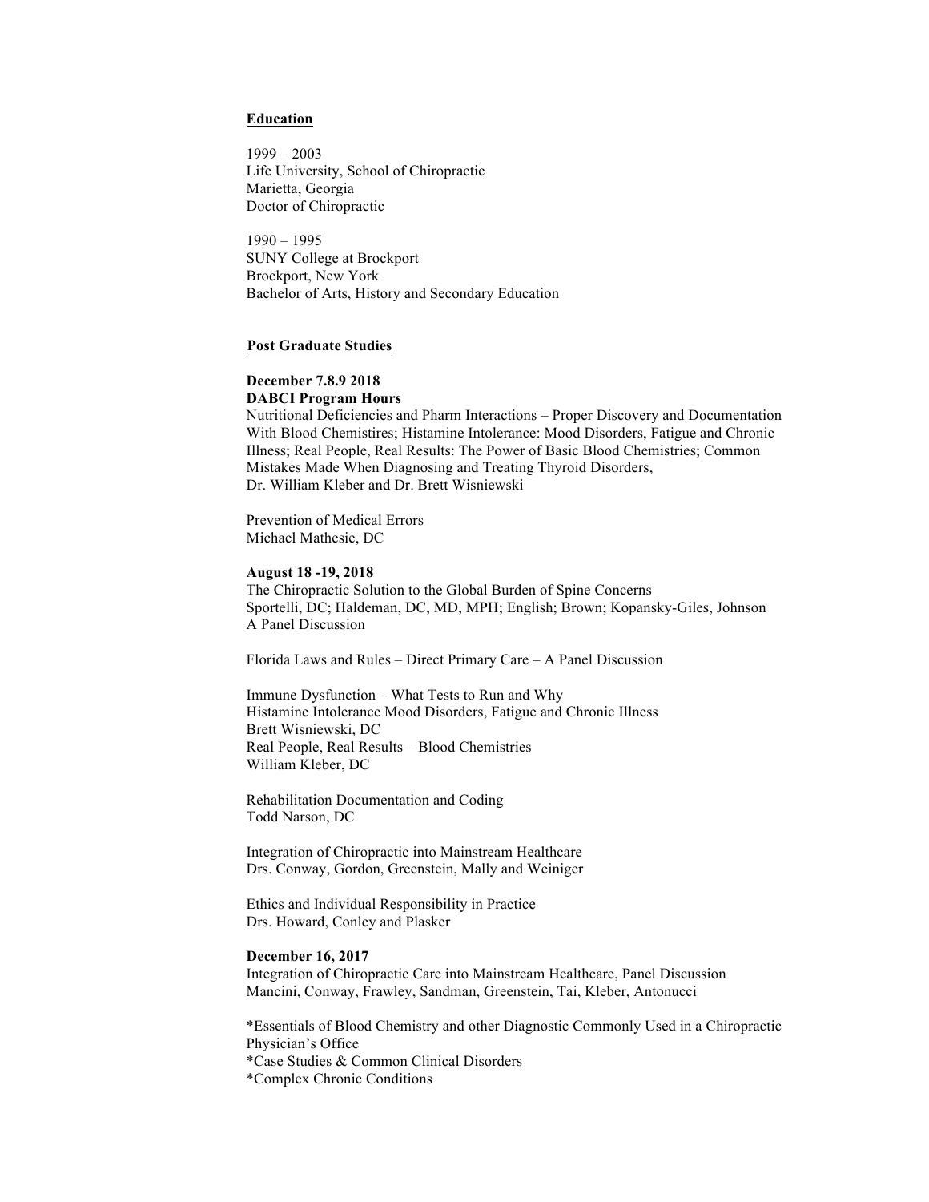## Education

1999 – 2003
Life University, School of Chiropractic
Marietta, Georgia
Doctor of Chiropractic

1990 – 1995
SUNY College at Brockport
Brockport, New York
Bachelor of Arts, History and Secondary Education

## Post Graduate Studies

**December 7.8.9 2018**
**DABCI Program Hours**
Nutritional Deficiencies and Pharm Interactions – Proper Discovery and Documentation With Blood Chemistires; Histamine Intolerance: Mood Disorders, Fatigue and Chronic Illness; Real People, Real Results: The Power of Basic Blood Chemistries; Common Mistakes Made When Diagnosing and Treating Thyroid Disorders,
Dr. William Kleber and Dr. Brett Wisniewski

Prevention of Medical Errors
Michael Mathesie, DC

**August 18 -19, 2018**
The Chiropractic Solution to the Global Burden of Spine Concerns
Sportelli, DC; Haldeman, DC, MD, MPH; English; Brown; Kopansky-Giles, Johnson
A Panel Discussion

Florida Laws and Rules – Direct Primary Care – A Panel Discussion

Immune Dysfunction – What Tests to Run and Why
Histamine Intolerance Mood Disorders, Fatigue and Chronic Illness
Brett Wisniewski, DC
Real People, Real Results – Blood Chemistries
William Kleber, DC

Rehabilitation Documentation and Coding
Todd Narson, DC

Integration of Chiropractic into Mainstream Healthcare
Drs. Conway, Gordon, Greenstein, Mally and Weiniger

Ethics and Individual Responsibility in Practice
Drs. Howard, Conley and Plasker

**December 16, 2017**
Integration of Chiropractic Care into Mainstream Healthcare, Panel Discussion
Mancini, Conway, Frawley, Sandman, Greenstein, Tai, Kleber, Antonucci

*Essentials of Blood Chemistry and other Diagnostic Commonly Used in a Chiropractic Physician's Office
*Case Studies & Common Clinical Disorders
*Complex Chronic Conditions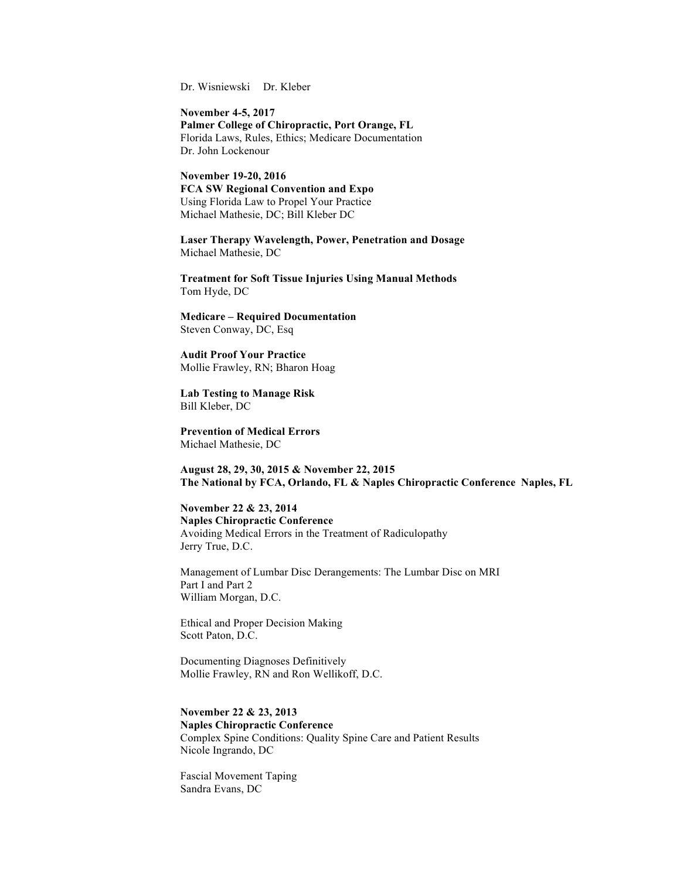Dr. Wisniewski Dr. Kleber

**November 4-5, 2017**
**Palmer College of Chiropractic, Port Orange, FL**
Florida Laws, Rules, Ethics; Medicare Documentation
Dr. John Lockenour

**November 19-20, 2016**
**FCA SW Regional Convention and Expo**
Using Florida Law to Propel Your Practice
Michael Mathesie, DC; Bill Kleber DC

**Laser Therapy Wavelength, Power, Penetration and Dosage**
Michael Mathesie, DC

**Treatment for Soft Tissue Injuries Using Manual Methods**
Tom Hyde, DC

**Medicare – Required Documentation**
Steven Conway, DC, Esq

**Audit Proof Your Practice**
Mollie Frawley, RN; Bharon Hoag

**Lab Testing to Manage Risk**
Bill Kleber, DC

**Prevention of Medical Errors**
Michael Mathesie, DC

**August 28, 29, 30, 2015 & November 22, 2015**
**The National by FCA, Orlando, FL & Naples Chiropractic Conference Naples, FL**

**November 22 & 23, 2014**
**Naples Chiropractic Conference**
Avoiding Medical Errors in the Treatment of Radiculopathy
Jerry True, D.C.

Management of Lumbar Disc Derangements: The Lumbar Disc on MRI
Part I and Part 2
William Morgan, D.C.

Ethical and Proper Decision Making
Scott Paton, D.C.

Documenting Diagnoses Definitively
Mollie Frawley, RN and Ron Wellikoff, D.C.

**November 22 & 23, 2013**
**Naples Chiropractic Conference**
Complex Spine Conditions: Quality Spine Care and Patient Results
Nicole Ingrando, DC

Fascial Movement Taping
Sandra Evans, DC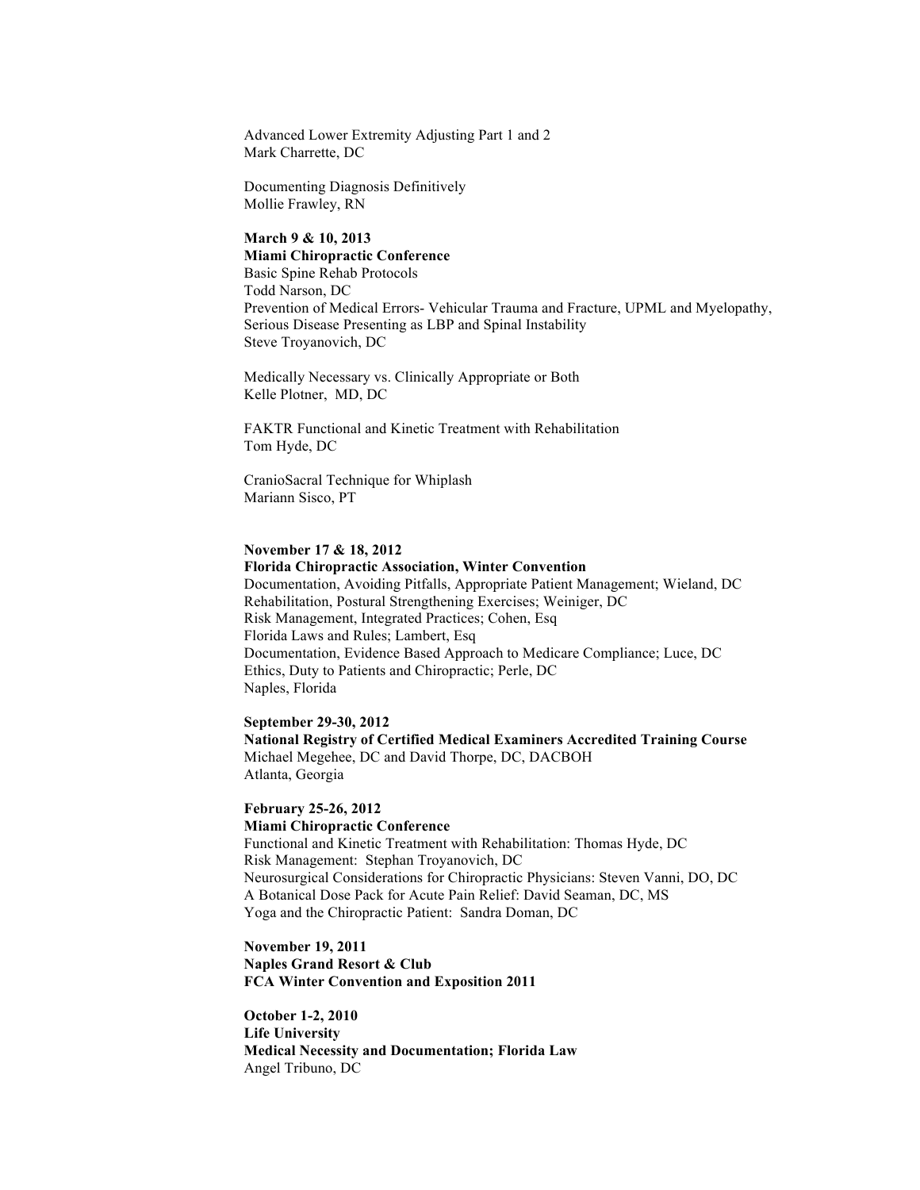Advanced Lower Extremity Adjusting Part 1 and 2
Mark Charrette, DC

Documenting Diagnosis Definitively
Mollie Frawley, RN

**March 9 & 10, 2013**
**Miami Chiropractic Conference**
Basic Spine Rehab Protocols
Todd Narson, DC
Prevention of Medical Errors- Vehicular Trauma and Fracture, UPML and Myelopathy, Serious Disease Presenting as LBP and Spinal Instability
Steve Troyanovich, DC

Medically Necessary vs. Clinically Appropriate or Both
Kelle Plotner, MD, DC

FAKTR Functional and Kinetic Treatment with Rehabilitation
Tom Hyde, DC

CranioSacral Technique for Whiplash
Mariann Sisco, PT

**November 17 & 18, 2012**
**Florida Chiropractic Association, Winter Convention**
Documentation, Avoiding Pitfalls, Appropriate Patient Management; Wieland, DC
Rehabilitation, Postural Strengthening Exercises; Weiniger, DC
Risk Management, Integrated Practices; Cohen, Esq
Florida Laws and Rules; Lambert, Esq
Documentation, Evidence Based Approach to Medicare Compliance; Luce, DC
Ethics, Duty to Patients and Chiropractic; Perle, DC
Naples, Florida

**September 29-30, 2012**
**National Registry of Certified Medical Examiners Accredited Training Course**
Michael Megehee, DC and David Thorpe, DC, DACBOH
Atlanta, Georgia

**February 25-26, 2012**
**Miami Chiropractic Conference**
Functional and Kinetic Treatment with Rehabilitation: Thomas Hyde, DC
Risk Management: Stephan Troyanovich, DC
Neurosurgical Considerations for Chiropractic Physicians: Steven Vanni, DO, DC
A Botanical Dose Pack for Acute Pain Relief: David Seaman, DC, MS
Yoga and the Chiropractic Patient: Sandra Doman, DC

**November 19, 2011**
**Naples Grand Resort & Club**
**FCA Winter Convention and Exposition 2011**

**October 1-2, 2010**
**Life University**
**Medical Necessity and Documentation; Florida Law**
Angel Tribuno, DC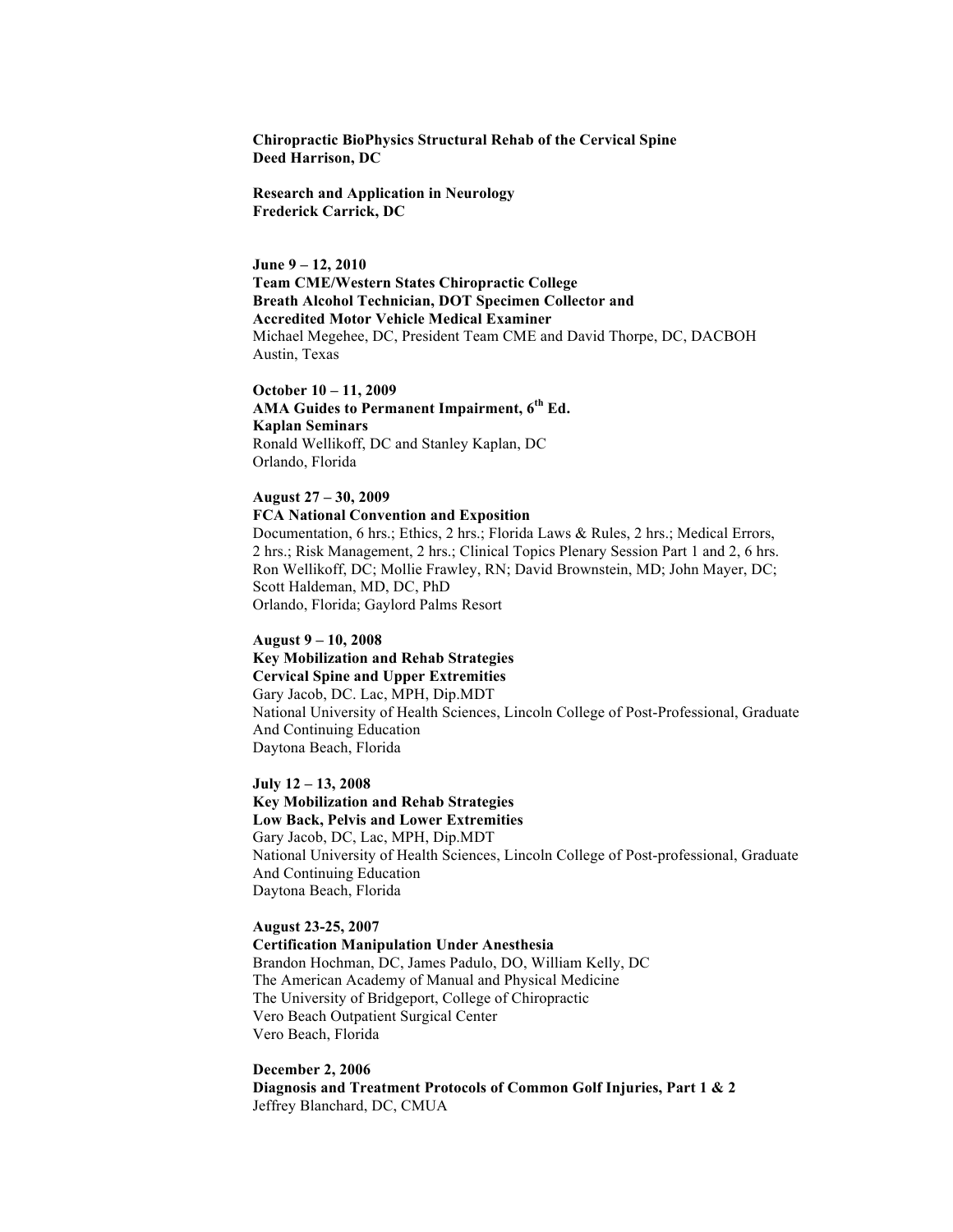**Chiropractic BioPhysics Structural Rehab of the Cervical Spine**
**Deed Harrison, DC**

**Research and Application in Neurology**
**Frederick Carrick, DC**

**June 9 – 12, 2010**
**Team CME/Western States Chiropractic College**
**Breath Alcohol Technician, DOT Specimen Collector and**
**Accredited Motor Vehicle Medical Examiner**
Michael Megehee, DC, President Team CME and David Thorpe, DC, DACBOH
Austin, Texas

**October 10 – 11, 2009**
**AMA Guides to Permanent Impairment, 6th Ed.**
**Kaplan Seminars**
Ronald Wellikoff, DC and Stanley Kaplan, DC
Orlando, Florida

**August 27 – 30, 2009**
**FCA National Convention and Exposition**
Documentation, 6 hrs.; Ethics, 2 hrs.; Florida Laws & Rules, 2 hrs.; Medical Errors, 2 hrs.; Risk Management, 2 hrs.; Clinical Topics Plenary Session Part 1 and 2, 6 hrs.
Ron Wellikoff, DC; Mollie Frawley, RN; David Brownstein, MD; John Mayer, DC; Scott Haldeman, MD, DC, PhD
Orlando, Florida; Gaylord Palms Resort

**August 9 – 10, 2008**
**Key Mobilization and Rehab Strategies**
**Cervical Spine and Upper Extremities**
Gary Jacob, DC. Lac, MPH, Dip.MDT
National University of Health Sciences, Lincoln College of Post-Professional, Graduate And Continuing Education
Daytona Beach, Florida

**July 12 – 13, 2008**
**Key Mobilization and Rehab Strategies**
**Low Back, Pelvis and Lower Extremities**
Gary Jacob, DC, Lac, MPH, Dip.MDT
National University of Health Sciences, Lincoln College of Post-professional, Graduate And Continuing Education
Daytona Beach, Florida

**August 23-25, 2007**
**Certification Manipulation Under Anesthesia**
Brandon Hochman, DC, James Padulo, DO, William Kelly, DC
The American Academy of Manual and Physical Medicine
The University of Bridgeport, College of Chiropractic
Vero Beach Outpatient Surgical Center
Vero Beach, Florida

**December 2, 2006**
**Diagnosis and Treatment Protocols of Common Golf Injuries, Part 1 & 2**
Jeffrey Blanchard, DC, CMUA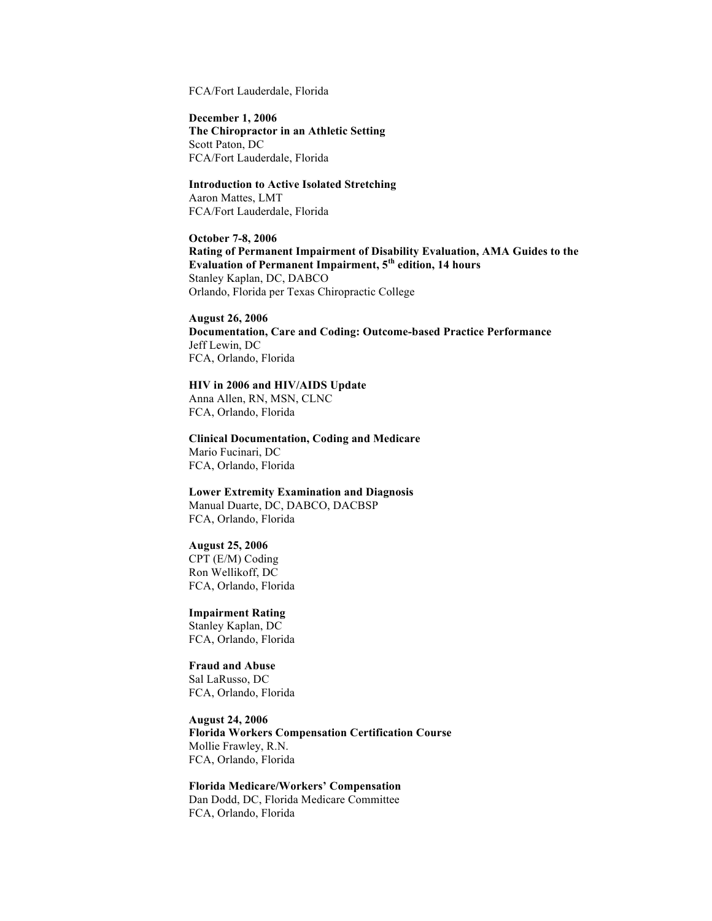FCA/Fort Lauderdale, Florida

**December 1, 2006**
**The Chiropractor in an Athletic Setting**
Scott Paton, DC
FCA/Fort Lauderdale, Florida

**Introduction to Active Isolated Stretching**
Aaron Mattes, LMT
FCA/Fort Lauderdale, Florida

**October 7-8, 2006**
**Rating of Permanent Impairment of Disability Evaluation, AMA Guides to the Evaluation of Permanent Impairment, 5th edition, 14 hours**
Stanley Kaplan, DC, DABCO
Orlando, Florida per Texas Chiropractic College

**August 26, 2006**
**Documentation, Care and Coding: Outcome-based Practice Performance**
Jeff Lewin, DC
FCA, Orlando, Florida

**HIV in 2006 and HIV/AIDS Update**
Anna Allen, RN, MSN, CLNC
FCA, Orlando, Florida

**Clinical Documentation, Coding and Medicare**
Mario Fucinari, DC
FCA, Orlando, Florida

**Lower Extremity Examination and Diagnosis**
Manual Duarte, DC, DABCO, DACBSP
FCA, Orlando, Florida

**August 25, 2006**
CPT (E/M) Coding
Ron Wellikoff, DC
FCA, Orlando, Florida

**Impairment Rating**
Stanley Kaplan, DC
FCA, Orlando, Florida

**Fraud and Abuse**
Sal LaRusso, DC
FCA, Orlando, Florida

**August 24, 2006**
**Florida Workers Compensation Certification Course**
Mollie Frawley, R.N.
FCA, Orlando, Florida

**Florida Medicare/Workers' Compensation**
Dan Dodd, DC, Florida Medicare Committee
FCA, Orlando, Florida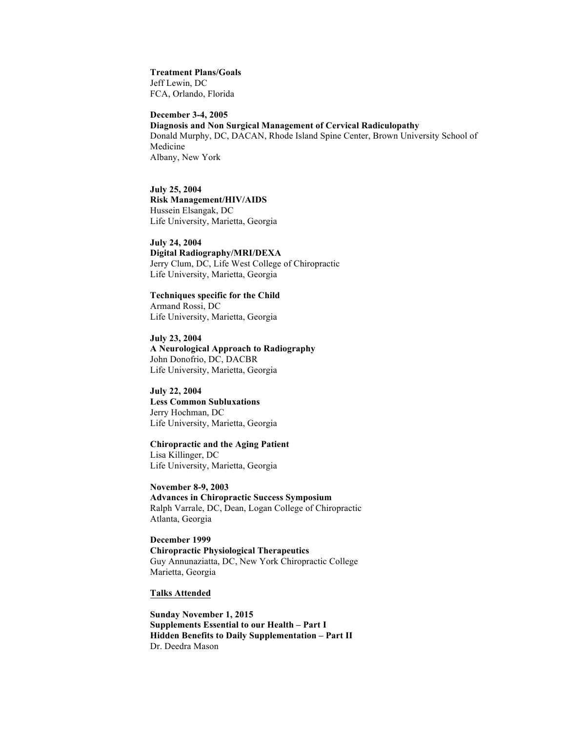**Treatment Plans/Goals**
Jeff Lewin, DC
FCA, Orlando, Florida

**December 3-4, 2005**
**Diagnosis and Non Surgical Management of Cervical Radiculopathy**
Donald Murphy, DC, DACAN, Rhode Island Spine Center, Brown University School of Medicine
Albany, New York

**July 25, 2004**
**Risk Management/HIV/AIDS**
Hussein Elsangak, DC
Life University, Marietta, Georgia

**July 24, 2004**
**Digital Radiography/MRI/DEXA**
Jerry Clum, DC, Life West College of Chiropractic
Life University, Marietta, Georgia

**Techniques specific for the Child**
Armand Rossi, DC
Life University, Marietta, Georgia

**July 23, 2004**
**A Neurological Approach to Radiography**
John Donofrio, DC, DACBR
Life University, Marietta, Georgia

**July 22, 2004**
**Less Common Subluxations**
Jerry Hochman, DC
Life University, Marietta, Georgia

**Chiropractic and the Aging Patient**
Lisa Killinger, DC
Life University, Marietta, Georgia

**November 8-9, 2003**
**Advances in Chiropractic Success Symposium**
Ralph Varrale, DC, Dean, Logan College of Chiropractic
Atlanta, Georgia

**December 1999**
**Chiropractic Physiological Therapeutics**
Guy Annunaziatta, DC, New York Chiropractic College
Marietta, Georgia

**Talks Attended**

**Sunday November 1, 2015**
**Supplements Essential to our Health – Part I**
**Hidden Benefits to Daily Supplementation – Part II**
Dr. Deedra Mason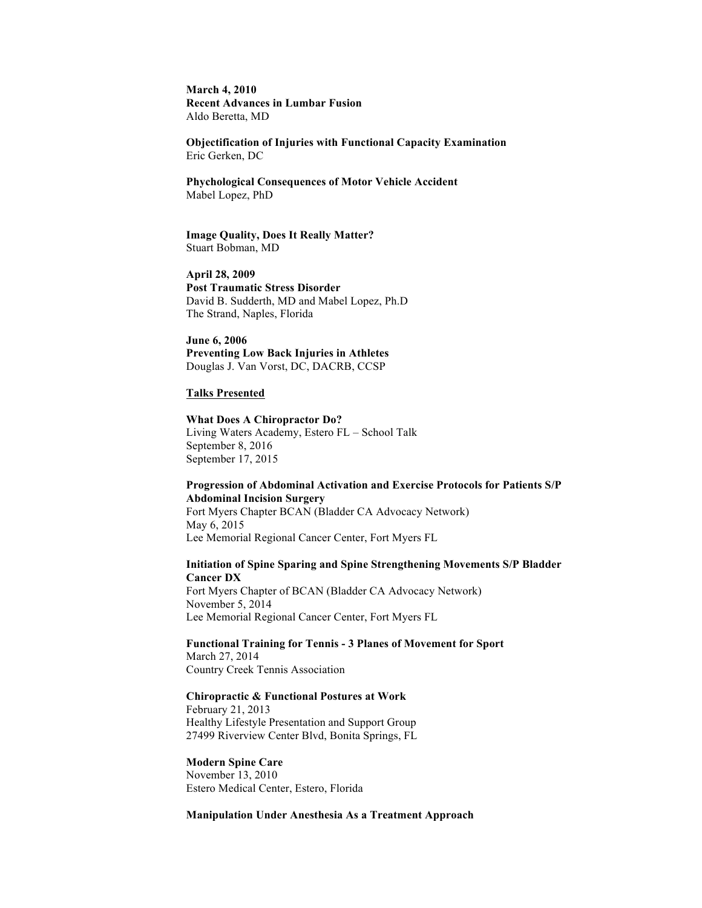**March 4, 2010**
**Recent Advances in Lumbar Fusion**
Aldo Beretta, MD

**Objectification of Injuries with Functional Capacity Examination**
Eric Gerken, DC

**Phychological Consequences of Motor Vehicle Accident**
Mabel Lopez, PhD

**Image Quality, Does It Really Matter?**
Stuart Bobman, MD

**April 28, 2009**
**Post Traumatic Stress Disorder**
David B. Sudderth, MD and Mabel Lopez, Ph.D
The Strand, Naples, Florida

**June 6, 2006**
**Preventing Low Back Injuries in Athletes**
Douglas J. Van Vorst, DC, DACRB, CCSP

<u>**Talks Presented**</u>

**What Does A Chiropractor Do?**
Living Waters Academy, Estero FL – School Talk
September 8, 2016
September 17, 2015

**Progression of Abdominal Activation and Exercise Protocols for Patients S/P Abdominal Incision Surgery**
Fort Myers Chapter BCAN (Bladder CA Advocacy Network)
May 6, 2015
Lee Memorial Regional Cancer Center, Fort Myers FL

**Initiation of Spine Sparing and Spine Strengthening Movements S/P Bladder Cancer DX**
Fort Myers Chapter of BCAN (Bladder CA Advocacy Network)
November 5, 2014
Lee Memorial Regional Cancer Center, Fort Myers FL

**Functional Training for Tennis - 3 Planes of Movement for Sport**
March 27, 2014
Country Creek Tennis Association

**Chiropractic & Functional Postures at Work**
February 21, 2013
Healthy Lifestyle Presentation and Support Group
27499 Riverview Center Blvd, Bonita Springs, FL

**Modern Spine Care**
November 13, 2010
Estero Medical Center, Estero, Florida

**Manipulation Under Anesthesia As a Treatment Approach**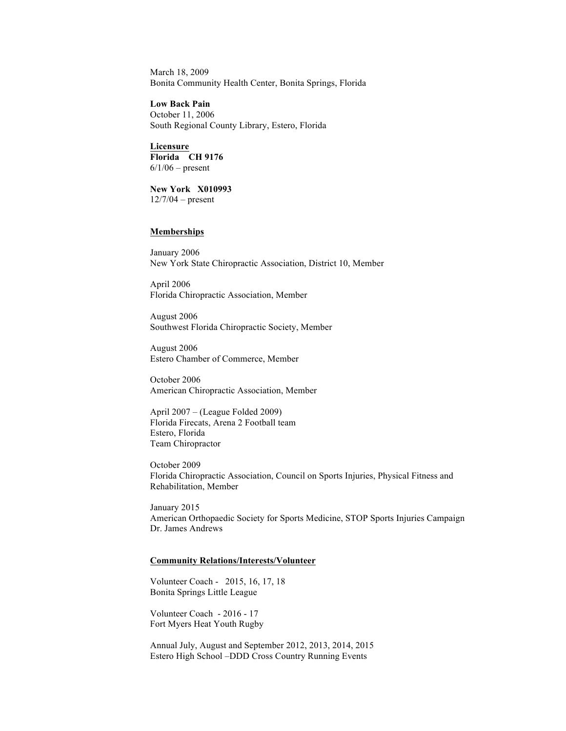March 18, 2009
Bonita Community Health Center, Bonita Springs, Florida

**Low Back Pain**
October 11, 2006
South Regional County Library, Estero, Florida

## Licensure

**Florida CH 9176**
6/1/06 – present

**New York X010993**
12/7/04 – present

## Memberships

January 2006
New York State Chiropractic Association, District 10, Member

April 2006
Florida Chiropractic Association, Member

August 2006
Southwest Florida Chiropractic Society, Member

August 2006
Estero Chamber of Commerce, Member

October 2006
American Chiropractic Association, Member

April 2007 – (League Folded 2009)
Florida Firecats, Arena 2 Football team
Estero, Florida
Team Chiropractor

October 2009
Florida Chiropractic Association, Council on Sports Injuries, Physical Fitness and Rehabilitation, Member

January 2015
American Orthopaedic Society for Sports Medicine, STOP Sports Injuries Campaign
Dr. James Andrews

## Community Relations/Interests/Volunteer

Volunteer Coach - 2015, 16, 17, 18
Bonita Springs Little League

Volunteer Coach - 2016 - 17
Fort Myers Heat Youth Rugby

Annual July, August and September 2012, 2013, 2014, 2015
Estero High School –DDD Cross Country Running Events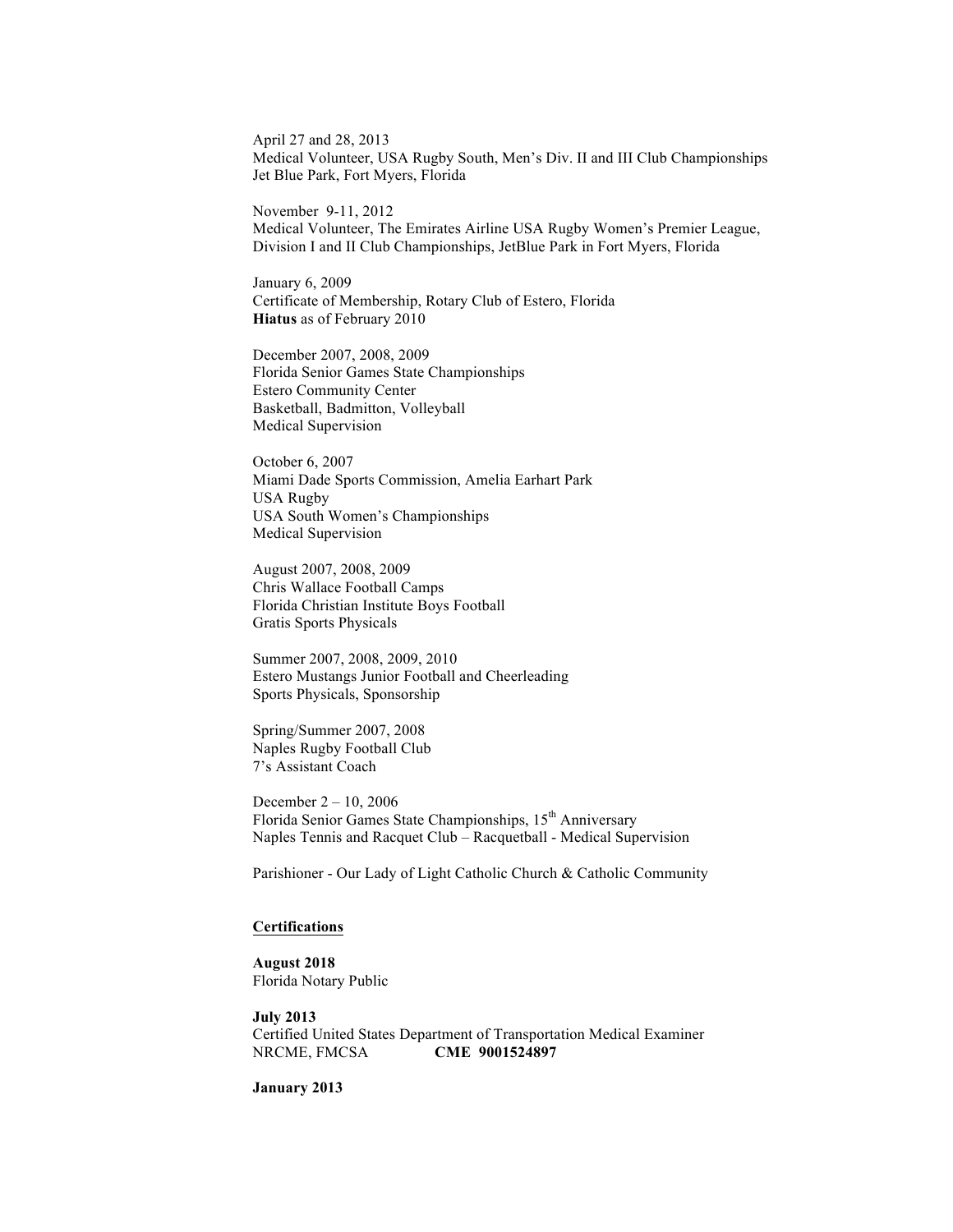April 27 and 28, 2013
Medical Volunteer, USA Rugby South, Men's Div. II and III Club Championships
Jet Blue Park, Fort Myers, Florida

November 9-11, 2012
Medical Volunteer, The Emirates Airline USA Rugby Women's Premier League, Division I and II Club Championships, JetBlue Park in Fort Myers, Florida

January 6, 2009
Certificate of Membership, Rotary Club of Estero, Florida
**Hiatus** as of February 2010

December 2007, 2008, 2009
Florida Senior Games State Championships
Estero Community Center
Basketball, Badmitton, Volleyball
Medical Supervision

October 6, 2007
Miami Dade Sports Commission, Amelia Earhart Park
USA Rugby
USA South Women's Championships
Medical Supervision

August 2007, 2008, 2009
Chris Wallace Football Camps
Florida Christian Institute Boys Football
Gratis Sports Physicals

Summer 2007, 2008, 2009, 2010
Estero Mustangs Junior Football and Cheerleading
Sports Physicals, Sponsorship

Spring/Summer 2007, 2008
Naples Rugby Football Club
7's Assistant Coach

December 2 – 10, 2006
Florida Senior Games State Championships, 15th Anniversary
Naples Tennis and Racquet Club – Racquetball - Medical Supervision

Parishioner - Our Lady of Light Catholic Church & Catholic Community

## Certifications

**August 2018**
Florida Notary Public

**July 2013**
Certified United States Department of Transportation Medical Examiner
NRCME, FMCSA **CME 9001524897**

**January 2013**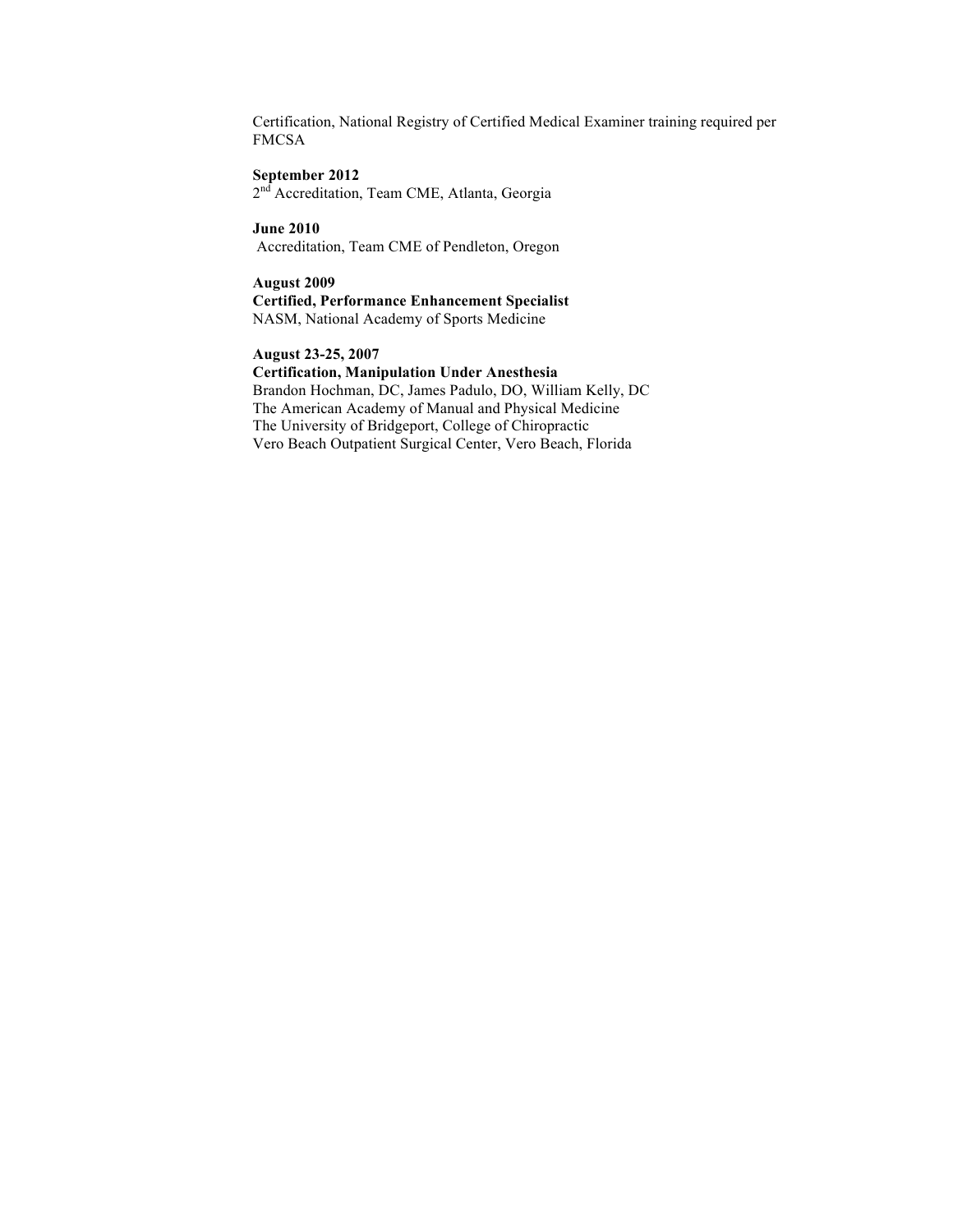Certification, National Registry of Certified Medical Examiner training required per FMCSA

**September 2012**
2nd Accreditation, Team CME, Atlanta, Georgia

**June 2010**
Accreditation, Team CME of Pendleton, Oregon

**August 2009**
**Certified, Performance Enhancement Specialist**
NASM, National Academy of Sports Medicine

**August 23-25, 2007**
**Certification, Manipulation Under Anesthesia**
Brandon Hochman, DC, James Padulo, DO, William Kelly, DC
The American Academy of Manual and Physical Medicine
The University of Bridgeport, College of Chiropractic
Vero Beach Outpatient Surgical Center, Vero Beach, Florida